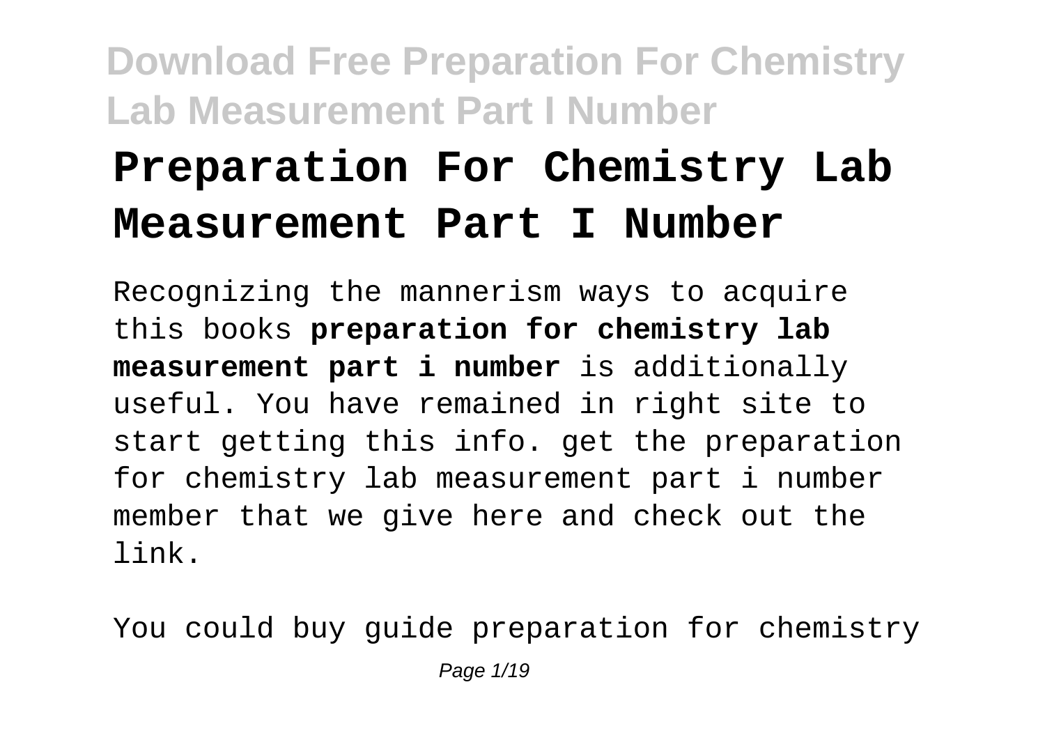# Preparation For Chemistry Lab Measurement Part I Number

Recognizing the mannerism ways to acquire this books **preparation for chemistry lab measurement part i number** is additionally useful. You have remained in right site to start getting this info. get the preparation for chemistry lab measurement part i number member that we give here and check out the link.

You could buy guide preparation for chemistry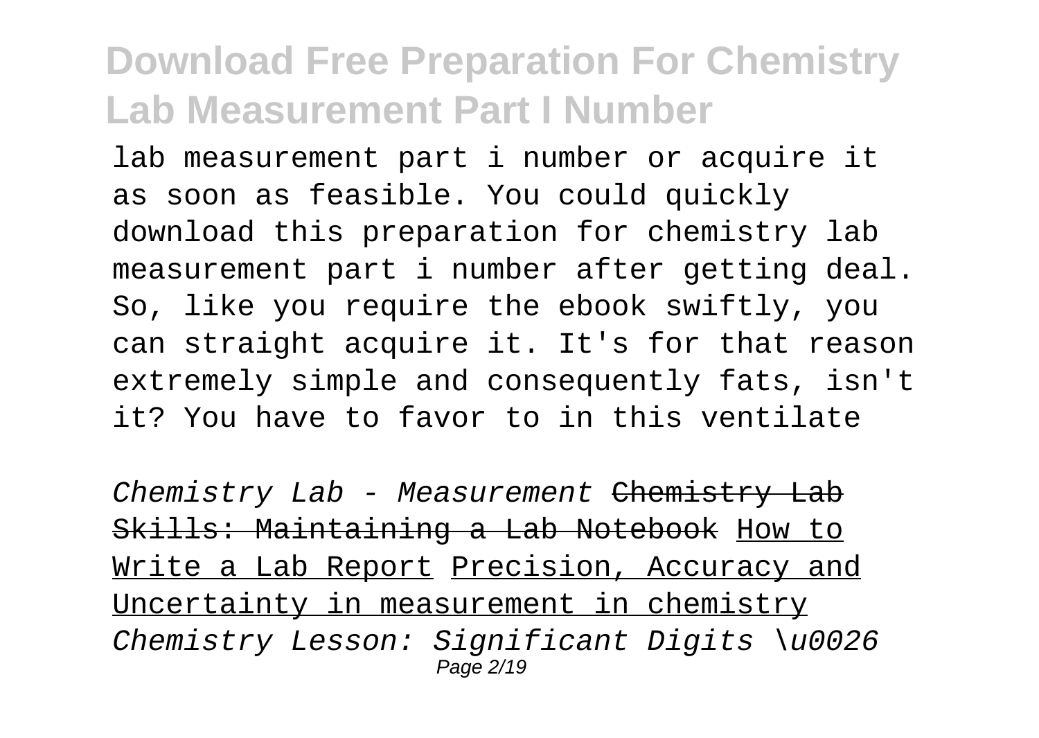lab measurement part i number or acquire it as soon as feasible. You could quickly download this preparation for chemistry lab measurement part i number after getting deal. So, like you require the ebook swiftly, you can straight acquire it. It's for that reason extremely simple and consequently fats, isn't it? You have to favor to in this ventilate

*Chemistry Lab - Measurement* ~~Chemistry Lab Skills: Maintaining a Lab Notebook~~ How to Write a Lab Report Precision, Accuracy and Uncertainty in measurement in chemistry *Chemistry Lesson: Significant Digits \u0026*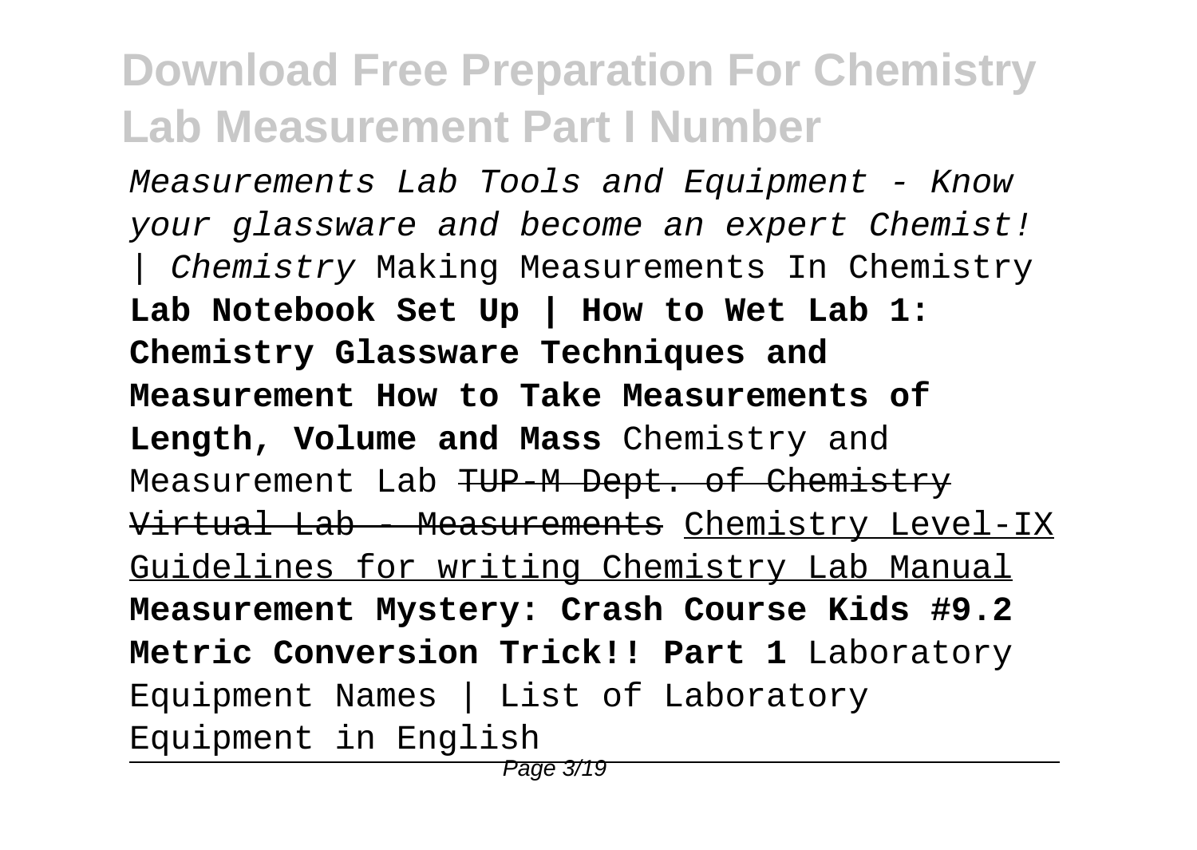*Measurements Lab Tools and Equipment - Know your glassware and become an expert Chemist! | Chemistry* Making Measurements In Chemistry **Lab Notebook Set Up | How to Wet Lab 1: Chemistry Glassware Techniques and Measurement How to Take Measurements of Length, Volume and Mass** Chemistry and Measurement Lab ~~TUP-M Dept. of Chemistry Virtual Lab - Measurements~~ Chemistry Level-IX Guidelines for writing Chemistry Lab Manual **Measurement Mystery: Crash Course Kids #9.2 Metric Conversion Trick!! Part 1** Laboratory Equipment Names | List of Laboratory Equipment in English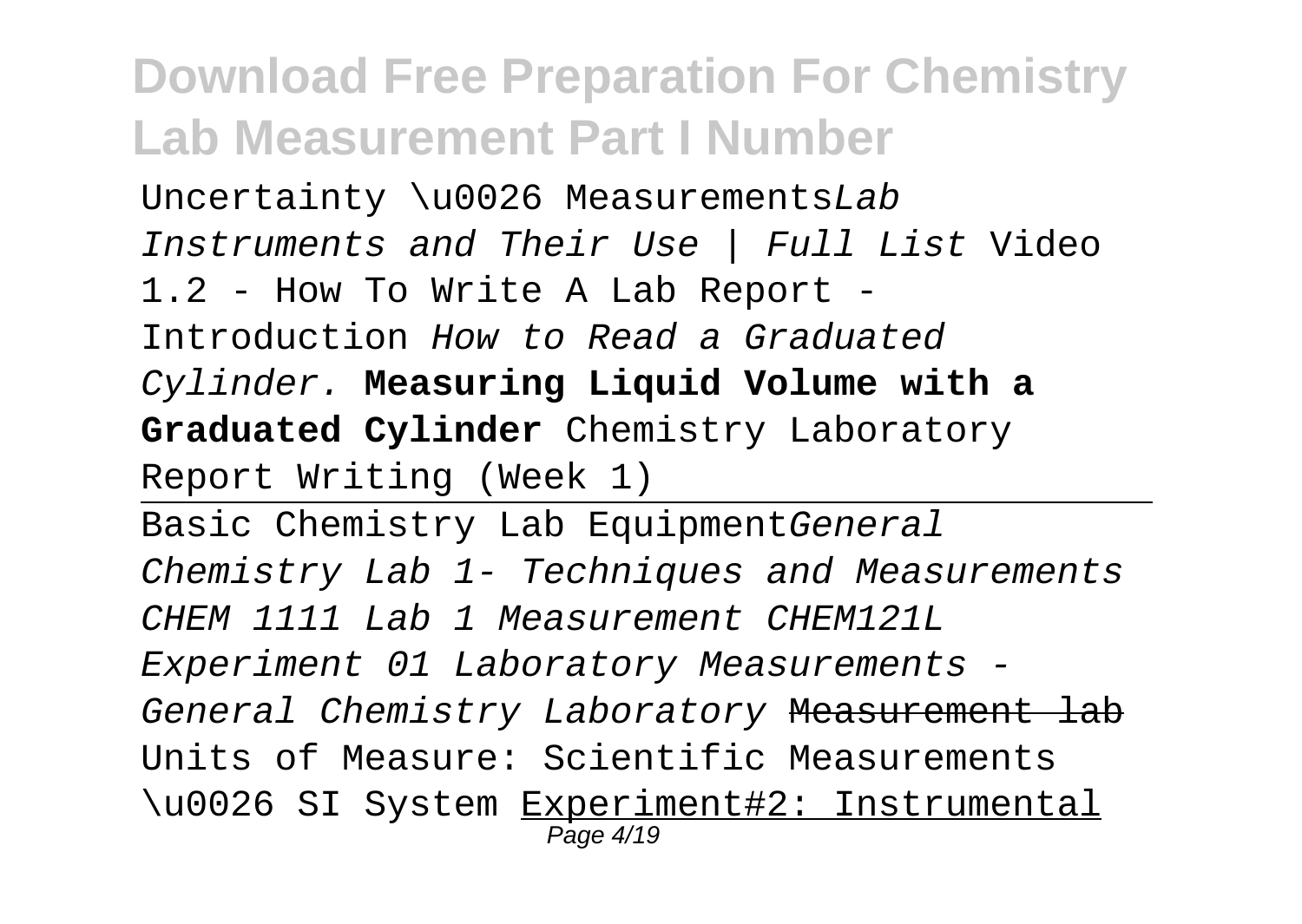Uncertainty \u0026 Measurements*Lab Instruments and Their Use | Full List* Video 1.2 - How To Write A Lab Report - Introduction *How to Read a Graduated Cylinder.* **Measuring Liquid Volume with a Graduated Cylinder** Chemistry Laboratory Report Writing (Week 1)

---

Basic Chemistry Lab Equipment*General Chemistry Lab 1- Techniques and Measurements CHEM 1111 Lab 1 Measurement CHEM121L Experiment 01 Laboratory Measurements - General Chemistry Laboratory* ~~Measurement lab~~ Units of Measure: Scientific Measurements \u0026 SI System <u>Experiment#2: Instrumental</u>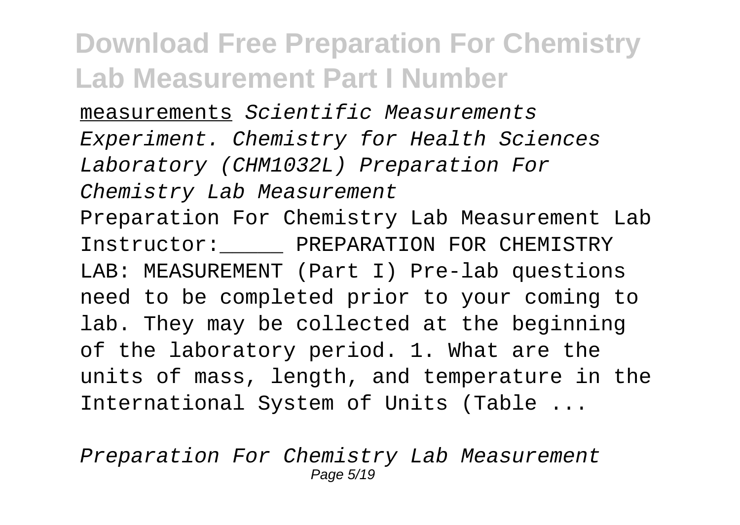measurements *Scientific Measurements Experiment. Chemistry for Health Sciences Laboratory (CHM1032L) Preparation For Chemistry Lab Measurement*

Preparation For Chemistry Lab Measurement Lab Instructor:_____ PREPARATION FOR CHEMISTRY LAB: MEASUREMENT (Part I) Pre-lab questions need to be completed prior to your coming to lab. They may be collected at the beginning of the laboratory period. 1. What are the units of mass, length, and temperature in the International System of Units (Table ...

*Preparation For Chemistry Lab Measurement*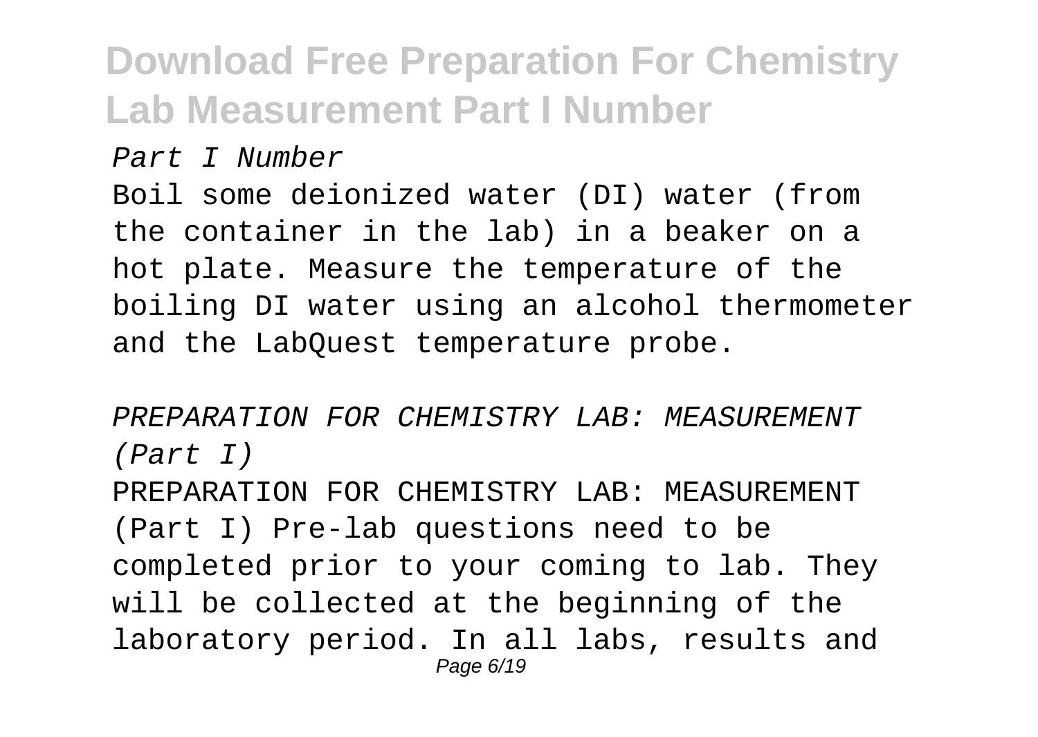*Part I Number*

Boil some deionized water (DI) water (from the container in the lab) in a beaker on a hot plate. Measure the temperature of the boiling DI water using an alcohol thermometer and the LabQuest temperature probe.

*PREPARATION FOR CHEMISTRY LAB: MEASUREMENT (Part I)*

PREPARATION FOR CHEMISTRY LAB: MEASUREMENT (Part I) Pre-lab questions need to be completed prior to your coming to lab. They will be collected at the beginning of the laboratory period. In all labs, results and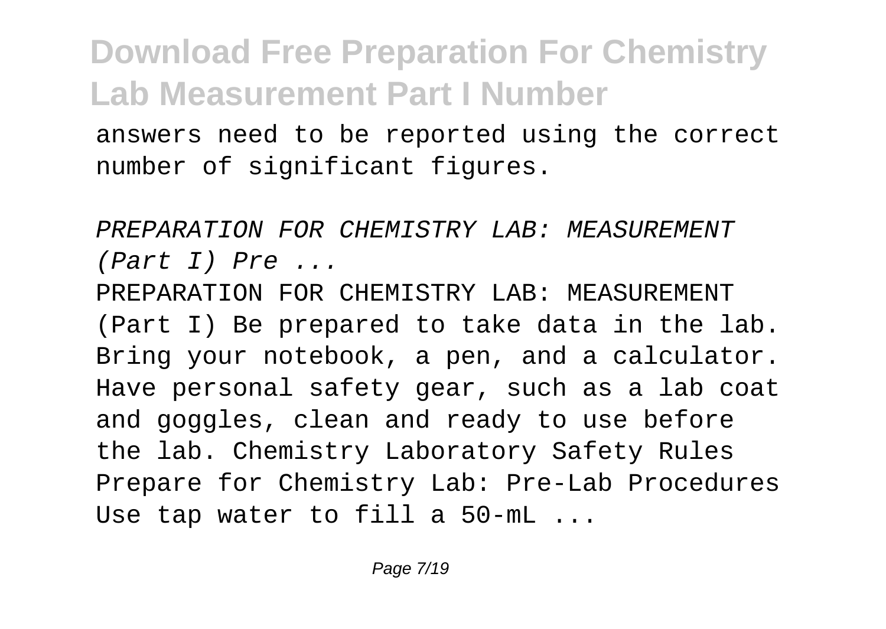answers need to be reported using the correct number of significant figures.

*PREPARATION FOR CHEMISTRY LAB: MEASUREMENT (Part I) Pre ...*

PREPARATION FOR CHEMISTRY LAB: MEASUREMENT (Part I) Be prepared to take data in the lab. Bring your notebook, a pen, and a calculator. Have personal safety gear, such as a lab coat and goggles, clean and ready to use before the lab. Chemistry Laboratory Safety Rules Prepare for Chemistry Lab: Pre-Lab Procedures Use tap water to fill a 50-mL ...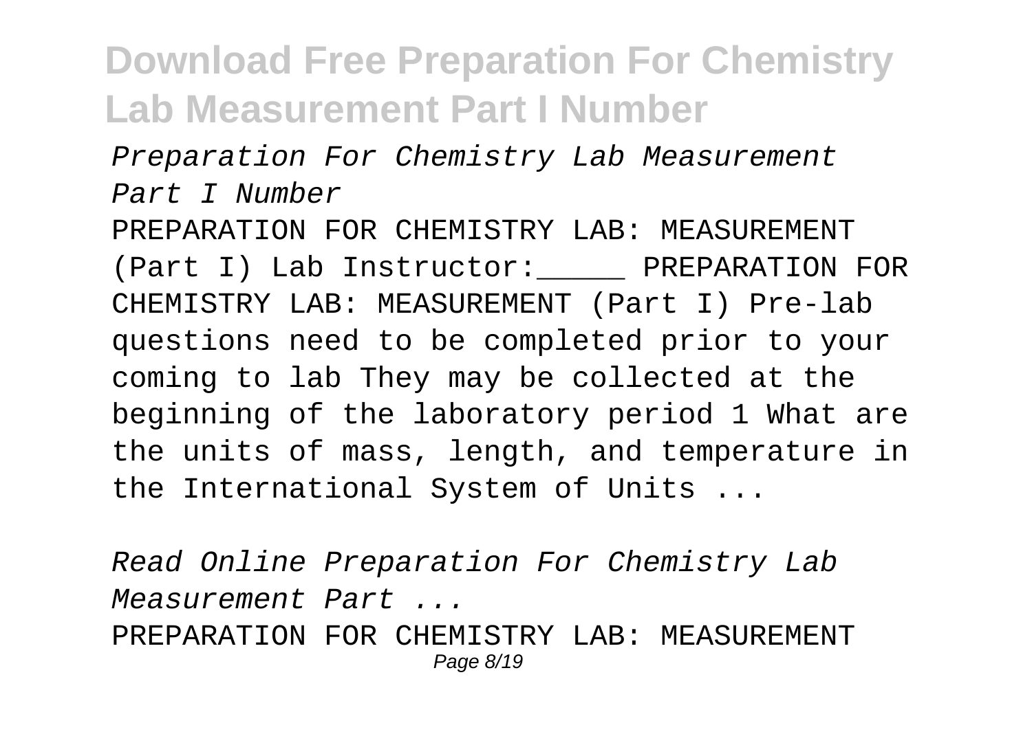*Preparation For Chemistry Lab Measurement Part I Number*

PREPARATION FOR CHEMISTRY LAB: MEASUREMENT (Part I) Lab Instructor:_____ PREPARATION FOR CHEMISTRY LAB: MEASUREMENT (Part I) Pre-lab questions need to be completed prior to your coming to lab They may be collected at the beginning of the laboratory period 1 What are the units of mass, length, and temperature in the International System of Units ...

*Read Online Preparation For Chemistry Lab Measurement Part ...*

PREPARATION FOR CHEMISTRY LAB: MEASUREMENT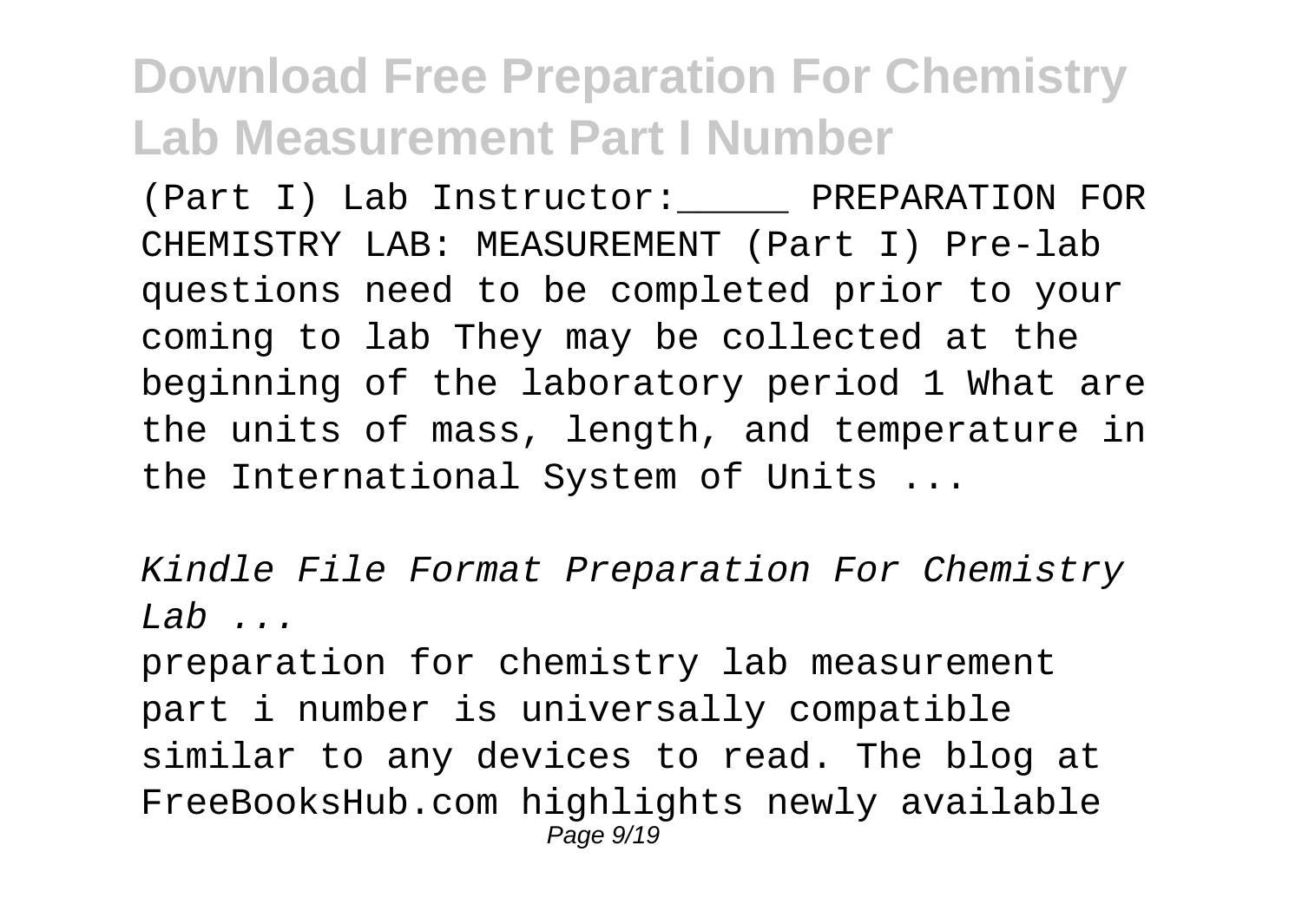(Part I) Lab Instructor:_____ PREPARATION FOR CHEMISTRY LAB: MEASUREMENT (Part I) Pre-lab questions need to be completed prior to your coming to lab They may be collected at the beginning of the laboratory period 1 What are the units of mass, length, and temperature in the International System of Units ...

*Kindle File Format Preparation For Chemistry Lab ...*

preparation for chemistry lab measurement part i number is universally compatible similar to any devices to read. The blog at FreeBooksHub.com highlights newly available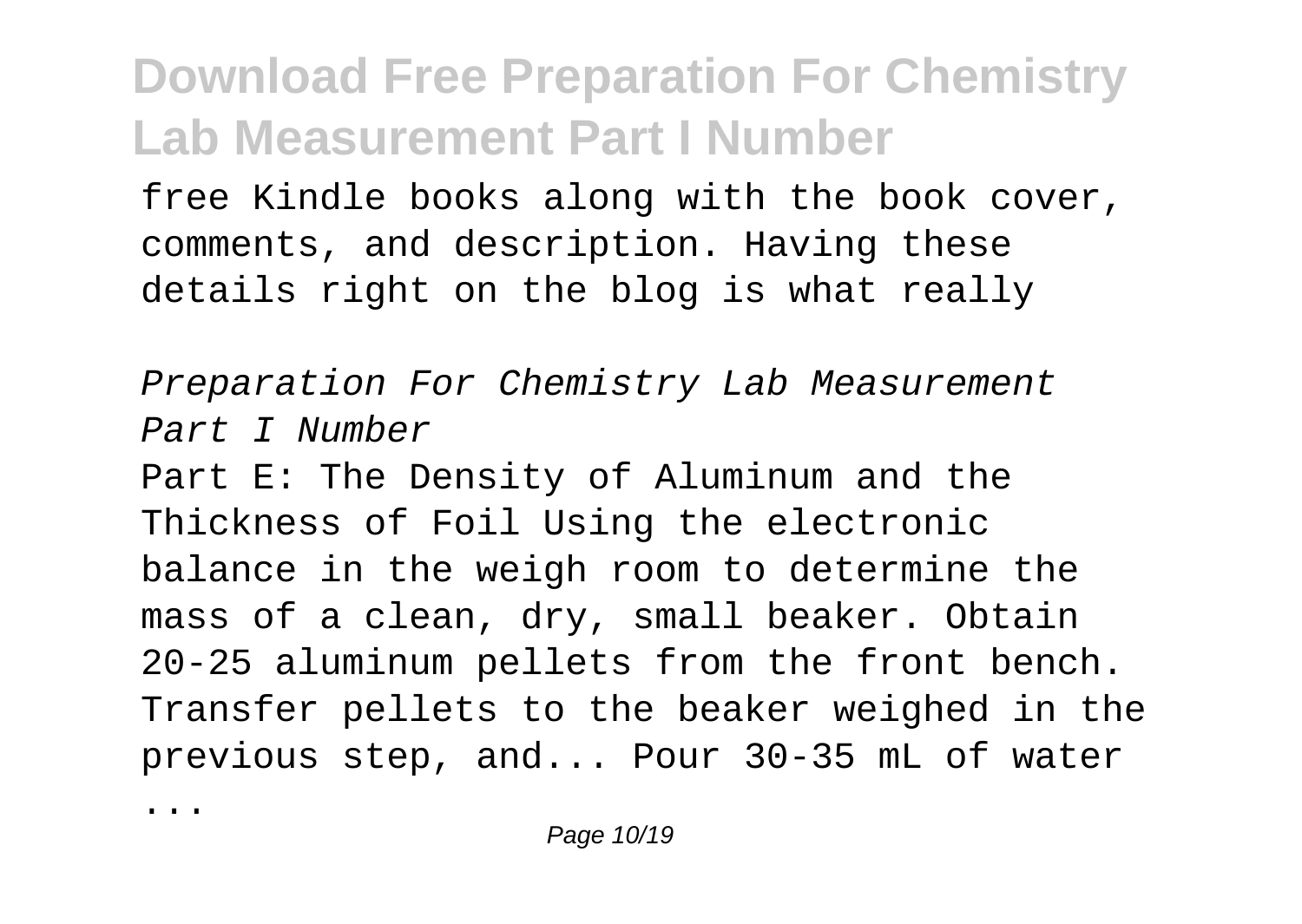free Kindle books along with the book cover, comments, and description. Having these details right on the blog is what really

*Preparation For Chemistry Lab Measurement Part I Number*

Part E: The Density of Aluminum and the Thickness of Foil Using the electronic balance in the weigh room to determine the mass of a clean, dry, small beaker. Obtain 20-25 aluminum pellets from the front bench. Transfer pellets to the beaker weighed in the previous step, and... Pour 30-35 mL of water ...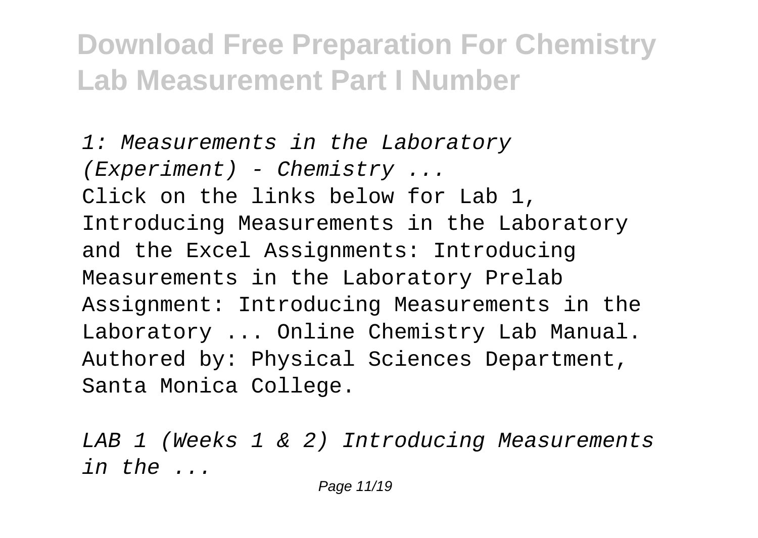*1: Measurements in the Laboratory (Experiment) - Chemistry ...*

Click on the links below for Lab 1, Introducing Measurements in the Laboratory and the Excel Assignments: Introducing Measurements in the Laboratory Prelab Assignment: Introducing Measurements in the Laboratory ... Online Chemistry Lab Manual. Authored by: Physical Sciences Department, Santa Monica College.

*LAB 1 (Weeks 1 & 2) Introducing Measurements in the ...*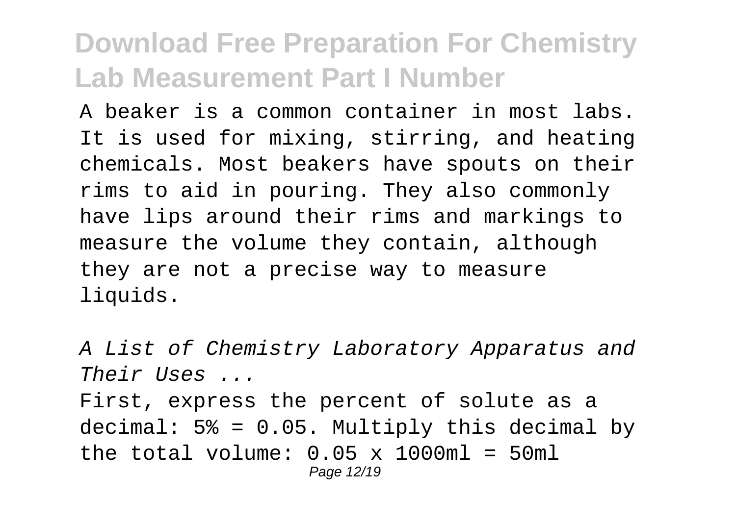A beaker is a common container in most labs. It is used for mixing, stirring, and heating chemicals. Most beakers have spouts on their rims to aid in pouring. They also commonly have lips around their rims and markings to measure the volume they contain, although they are not a precise way to measure liquids.

*A List of Chemistry Laboratory Apparatus and Their Uses ...*

First, express the percent of solute as a decimal: 5% = 0.05. Multiply this decimal by the total volume: 0.05 x 1000ml = 50ml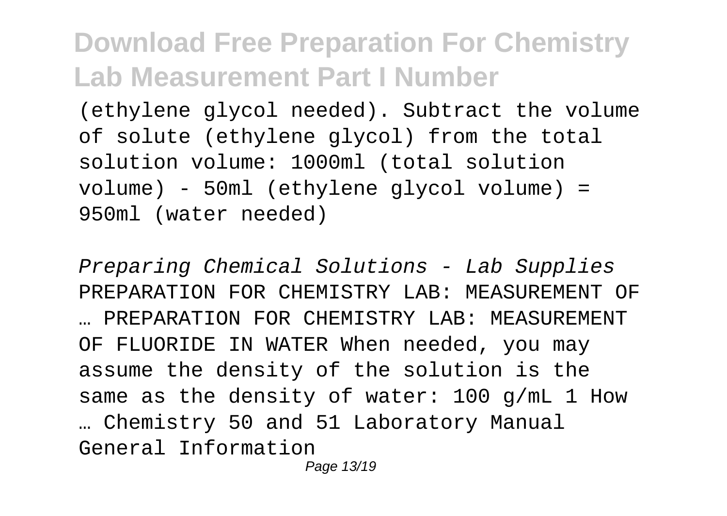(ethylene glycol needed). Subtract the volume of solute (ethylene glycol) from the total solution volume: 1000ml (total solution volume) - 50ml (ethylene glycol volume) = 950ml (water needed)

*Preparing Chemical Solutions - Lab Supplies*

PREPARATION FOR CHEMISTRY LAB: MEASUREMENT OF … PREPARATION FOR CHEMISTRY LAB: MEASUREMENT OF FLUORIDE IN WATER When needed, you may assume the density of the solution is the same as the density of water: 100 g/mL 1 How … Chemistry 50 and 51 Laboratory Manual General Information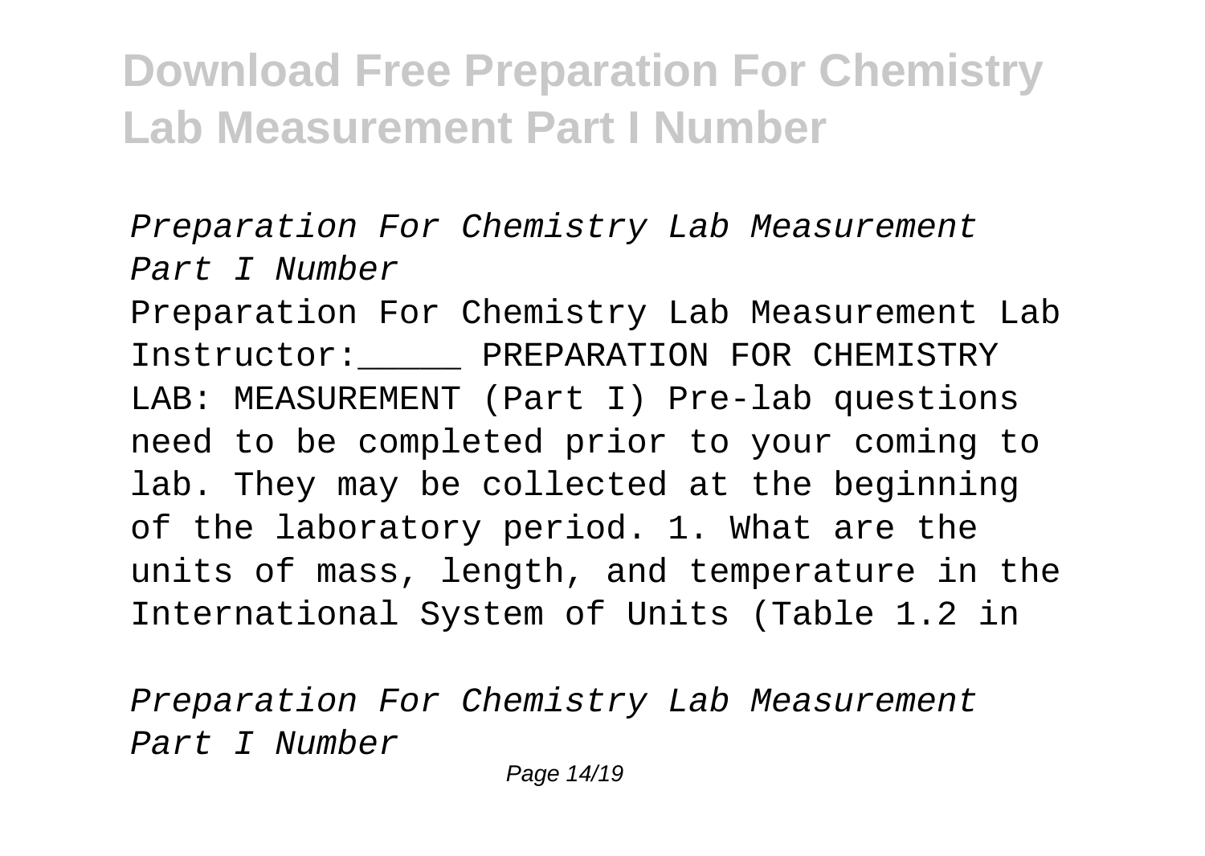*Preparation For Chemistry Lab Measurement Part I Number*

Preparation For Chemistry Lab Measurement Lab Instructor:_____ PREPARATION FOR CHEMISTRY LAB: MEASUREMENT (Part I) Pre-lab questions need to be completed prior to your coming to lab. They may be collected at the beginning of the laboratory period. 1. What are the units of mass, length, and temperature in the International System of Units (Table 1.2 in

*Preparation For Chemistry Lab Measurement Part I Number*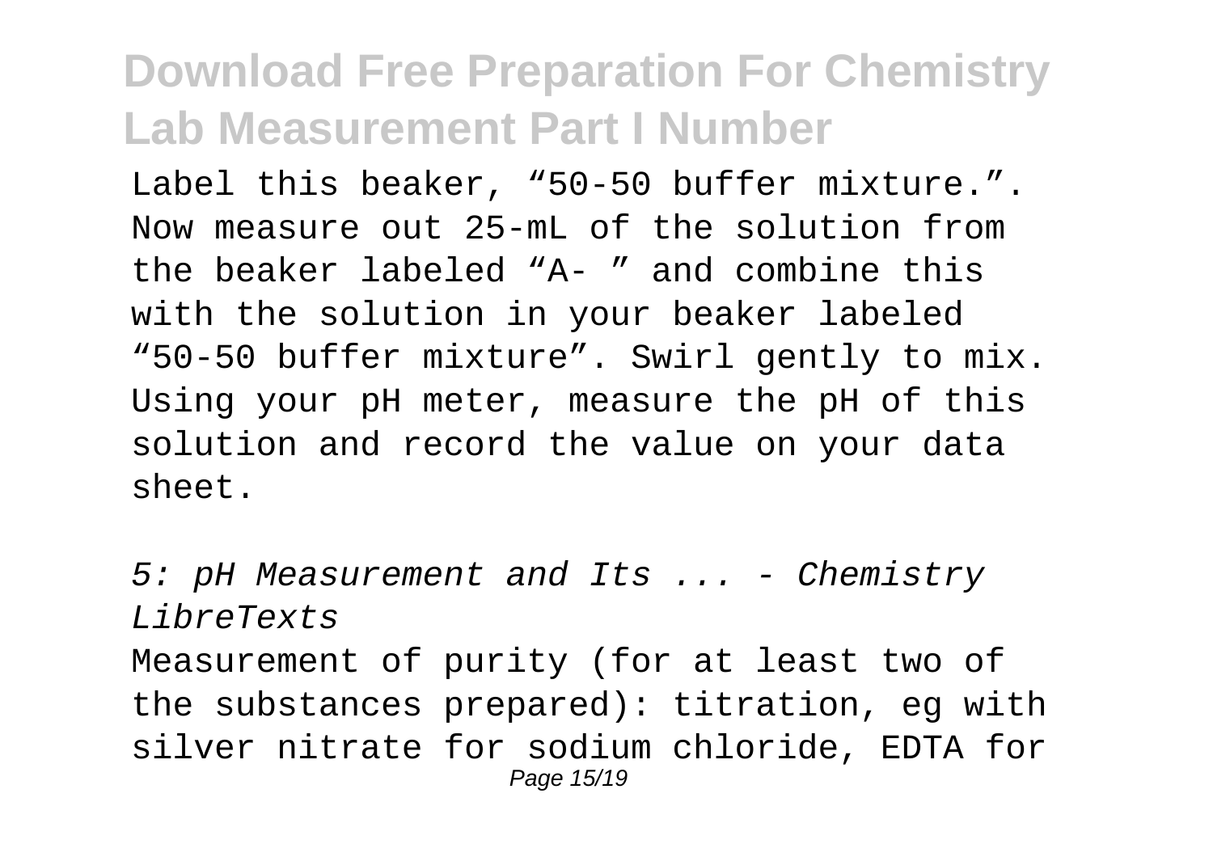Label this beaker, “50-50 buffer mixture.”. Now measure out 25-mL of the solution from the beaker labeled “A- ” and combine this with the solution in your beaker labeled “50-50 buffer mixture”. Swirl gently to mix. Using your pH meter, measure the pH of this solution and record the value on your data sheet.

*5: pH Measurement and Its ... - Chemistry LibreTexts*

Measurement of purity (for at least two of the substances prepared): titration, eg with silver nitrate for sodium chloride, EDTA for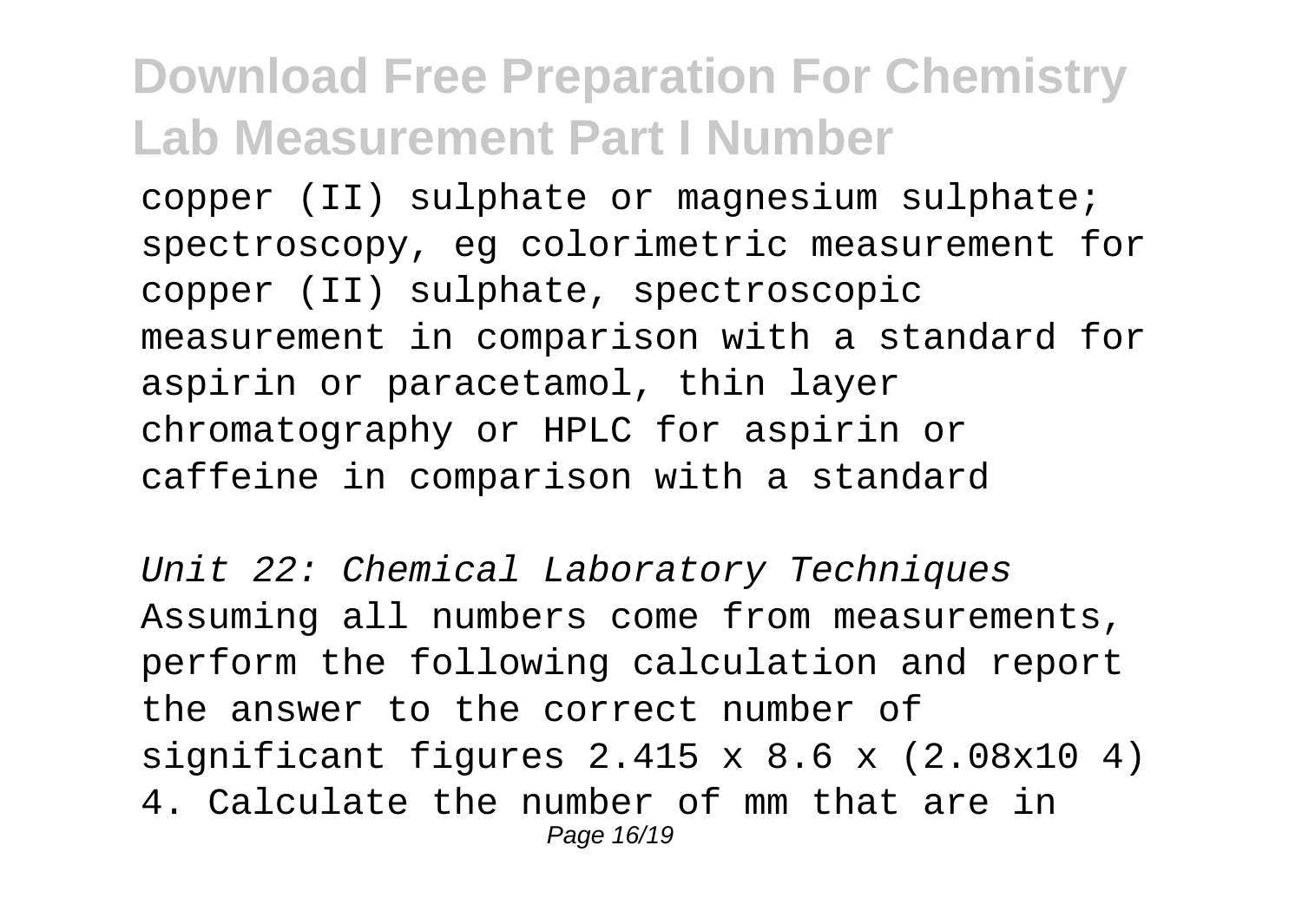copper (II) sulphate or magnesium sulphate; spectroscopy, eg colorimetric measurement for copper (II) sulphate, spectroscopic measurement in comparison with a standard for aspirin or paracetamol, thin layer chromatography or HPLC for aspirin or caffeine in comparison with a standard

*Unit 22: Chemical Laboratory Techniques*

Assuming all numbers come from measurements, perform the following calculation and report the answer to the correct number of significant figures 2.415 x 8.6 x (2.08x10 4) 4. Calculate the number of mm that are in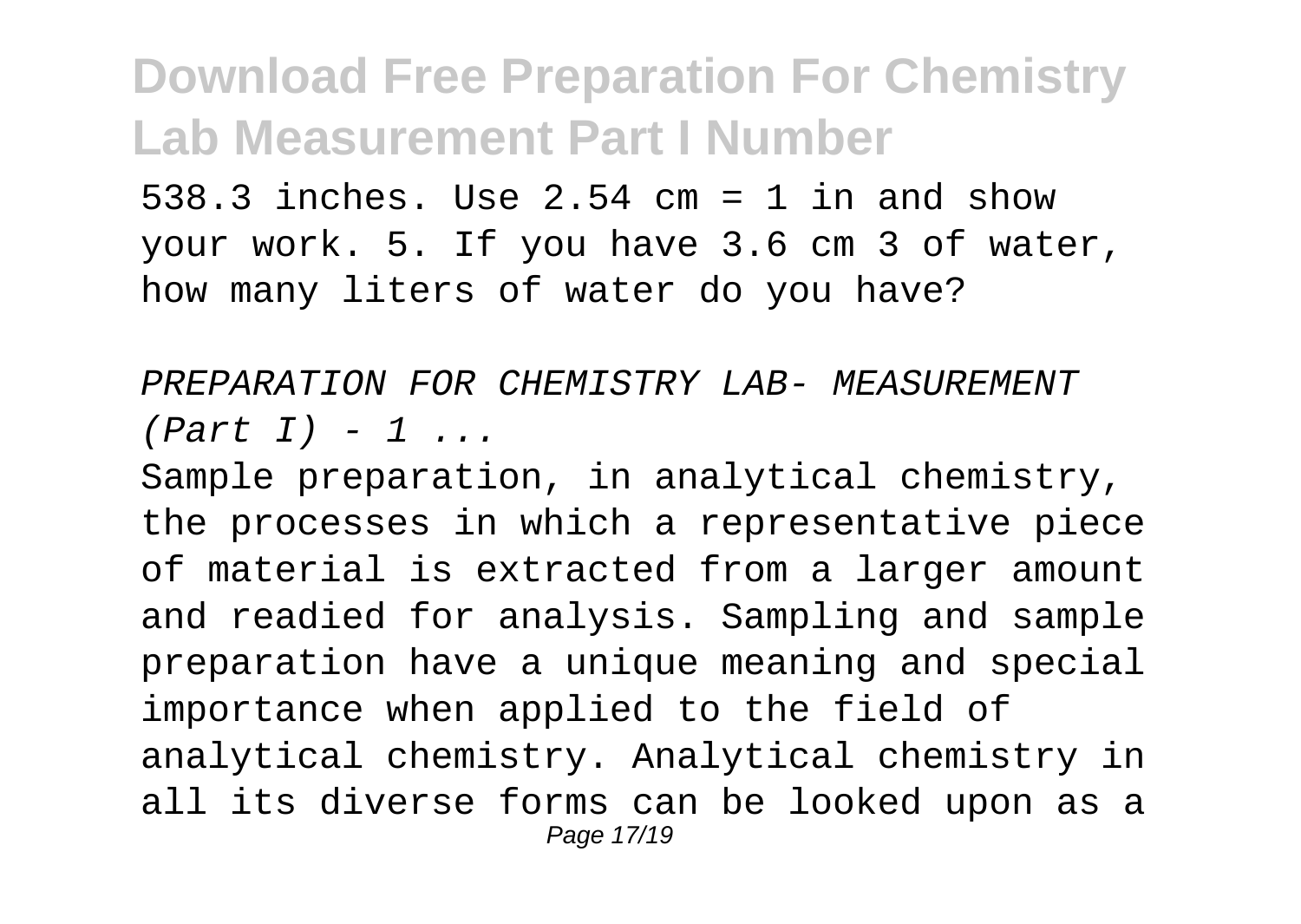538.3 inches. Use 2.54 cm = 1 in and show your work. 5. If you have 3.6 cm 3 of water, how many liters of water do you have?

*PREPARATION FOR CHEMISTRY LAB- MEASUREMENT (Part I) - 1 ...*

Sample preparation, in analytical chemistry, the processes in which a representative piece of material is extracted from a larger amount and readied for analysis. Sampling and sample preparation have a unique meaning and special importance when applied to the field of analytical chemistry. Analytical chemistry in all its diverse forms can be looked upon as a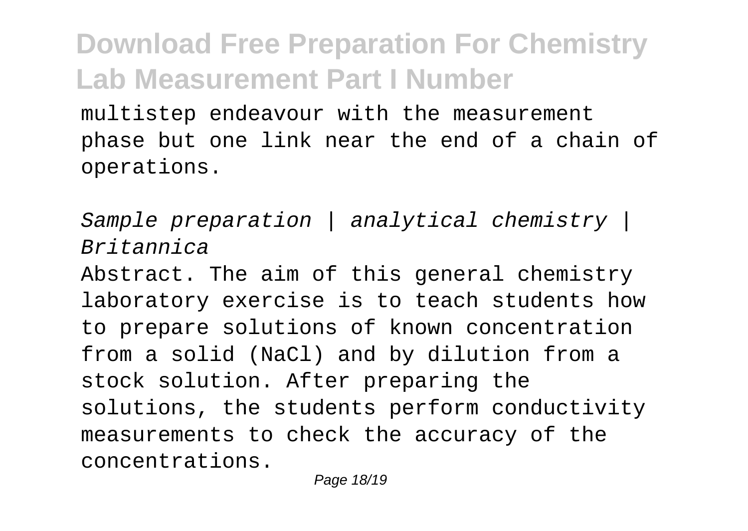multistep endeavour with the measurement phase but one link near the end of a chain of operations.

*Sample preparation | analytical chemistry | Britannica*

Abstract. The aim of this general chemistry laboratory exercise is to teach students how to prepare solutions of known concentration from a solid (NaCl) and by dilution from a stock solution. After preparing the solutions, the students perform conductivity measurements to check the accuracy of the concentrations.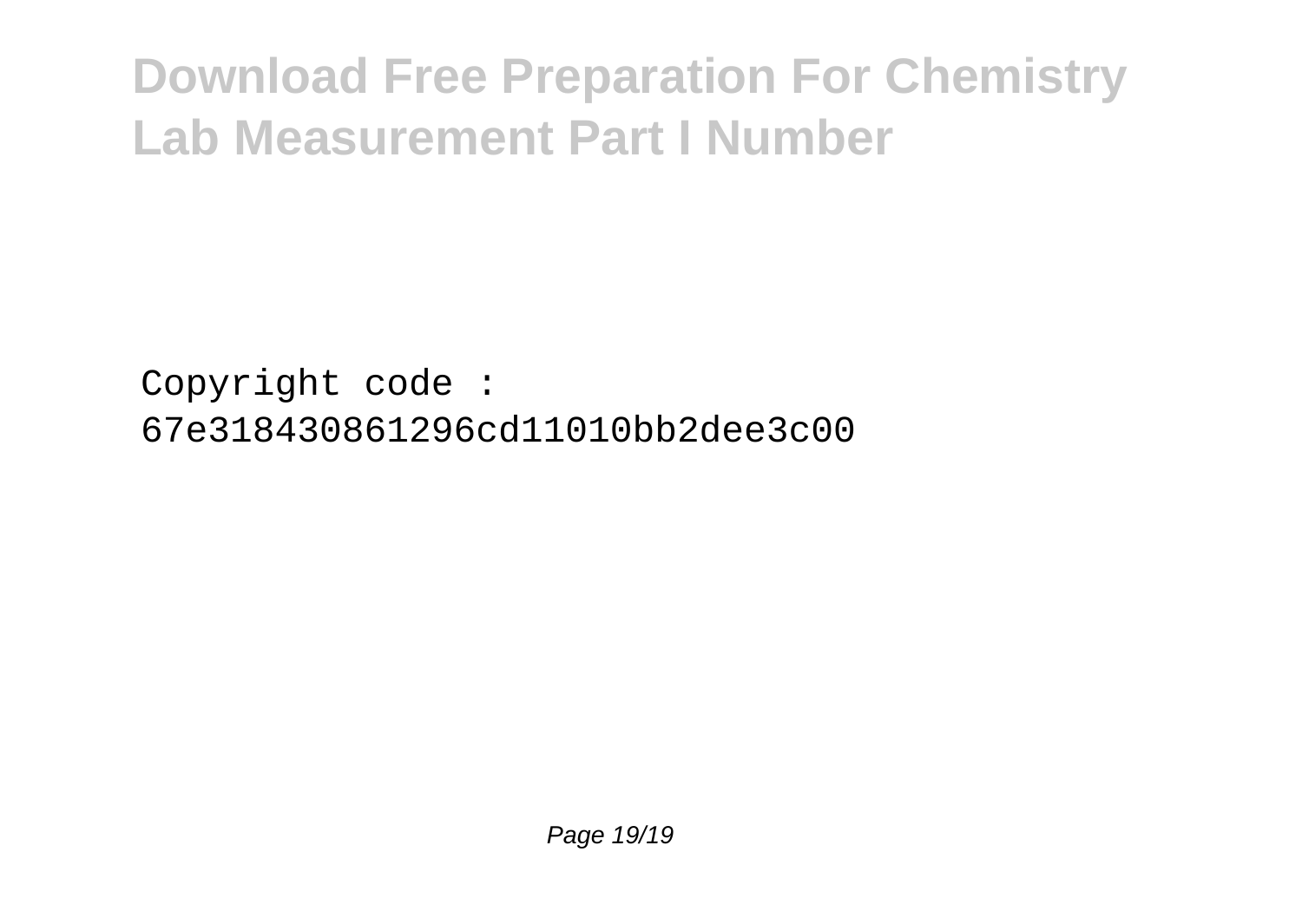Copyright code :
67e318430861296cd11010bb2dee3c00